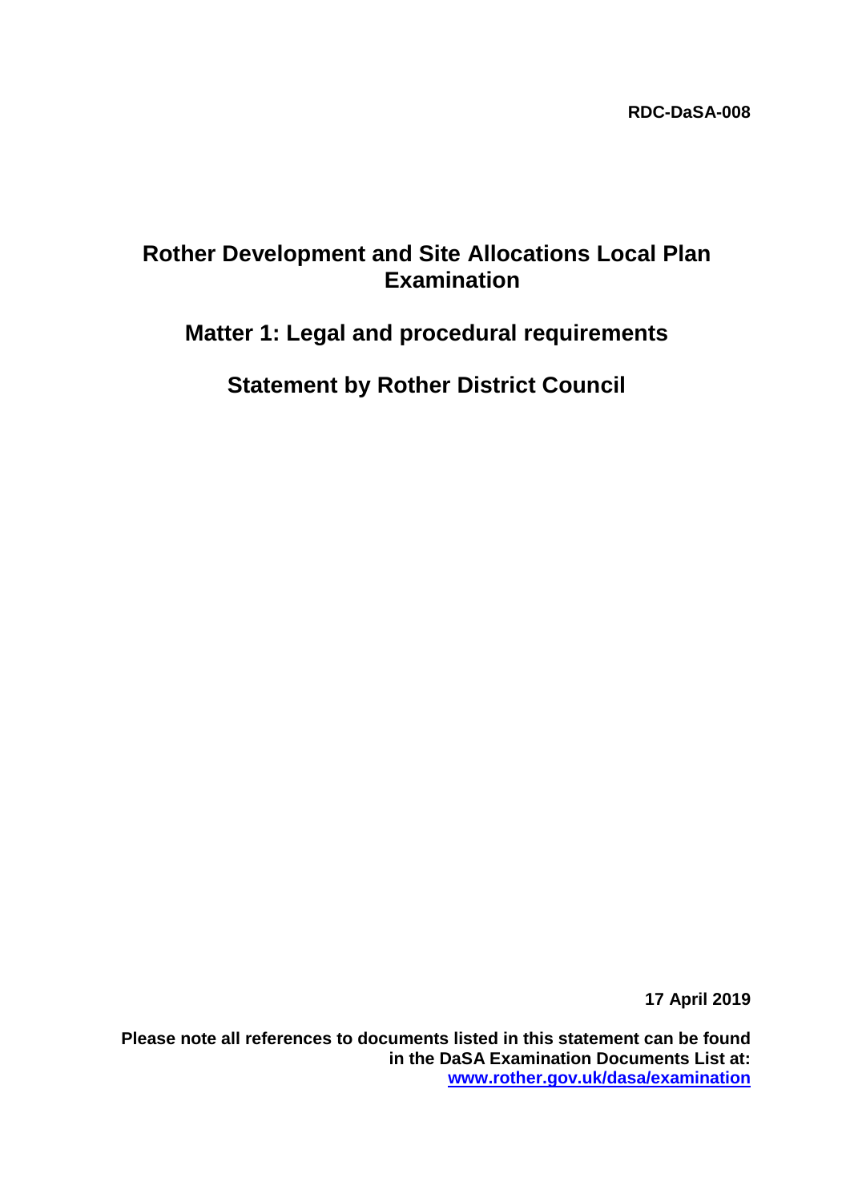**RDC-DaSA-008**

# Rother Development and Site Allocations Local Plan Examination

## Matter 1: Legal and procedural requirements

## Statement by Rother District Council

**17 April 2019**

**Please note all references to documents listed in this statement can be found in the DaSA Examination Documents List at: [www.rother.gov.uk/dasa/examination](http://www.rother.gov.uk/dasa/examination)**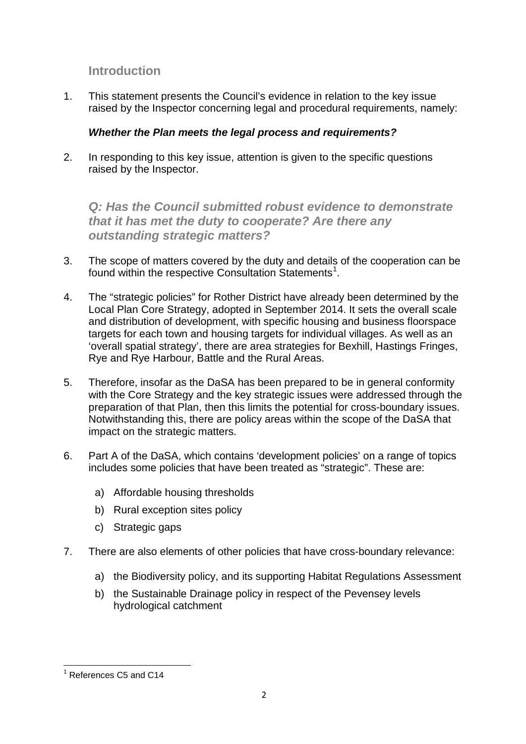## Introduction

1. This statement presents the Council's evidence in relation to the key issue raised by the Inspector concerning legal and procedural requirements, namely:

   ***Whether the Plan meets the legal process and requirements?***

2. In responding to this key issue, attention is given to the specific questions raised by the Inspector.

### *Q: Has the Council submitted robust evidence to demonstrate that it has met the duty to cooperate? Are there any outstanding strategic matters?*

3. The scope of matters covered by the duty and details of the cooperation can be found within the respective Consultation Statements[1].

4. The "strategic policies" for Rother District have already been determined by the Local Plan Core Strategy, adopted in September 2014. It sets the overall scale and distribution of development, with specific housing and business floorspace targets for each town and housing targets for individual villages. As well as an 'overall spatial strategy', there are area strategies for Bexhill, Hastings Fringes, Rye and Rye Harbour, Battle and the Rural Areas.

5. Therefore, insofar as the DaSA has been prepared to be in general conformity with the Core Strategy and the key strategic issues were addressed through the preparation of that Plan, then this limits the potential for cross-boundary issues. Notwithstanding this, there are policy areas within the scope of the DaSA that impact on the strategic matters.

6. Part A of the DaSA, which contains 'development policies' on a range of topics includes some policies that have been treated as "strategic". These are:

   a) Affordable housing thresholds
   b) Rural exception sites policy
   c) Strategic gaps

7. There are also elements of other policies that have cross-boundary relevance:

   a) the Biodiversity policy, and its supporting Habitat Regulations Assessment
   b) the Sustainable Drainage policy in respect of the Pevensey levels hydrological catchment

---

[1] References C5 and C14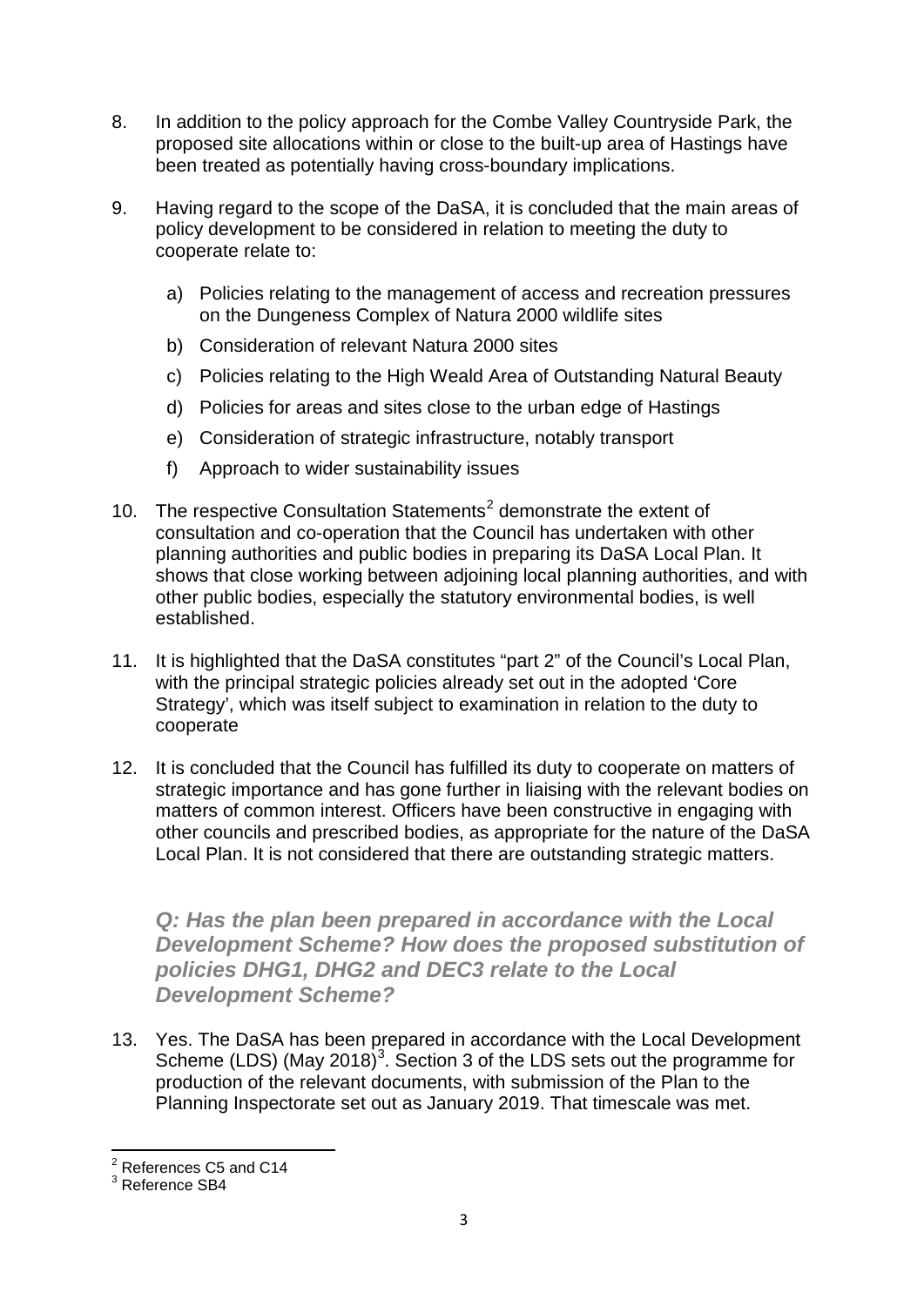8. In addition to the policy approach for the Combe Valley Countryside Park, the proposed site allocations within or close to the built-up area of Hastings have been treated as potentially having cross-boundary implications.

9. Having regard to the scope of the DaSA, it is concluded that the main areas of policy development to be considered in relation to meeting the duty to cooperate relate to:

   a) Policies relating to the management of access and recreation pressures on the Dungeness Complex of Natura 2000 wildlife sites
   b) Consideration of relevant Natura 2000 sites
   c) Policies relating to the High Weald Area of Outstanding Natural Beauty
   d) Policies for areas and sites close to the urban edge of Hastings
   e) Consideration of strategic infrastructure, notably transport
   f) Approach to wider sustainability issues

10. The respective Consultation Statements[2] demonstrate the extent of consultation and co-operation that the Council has undertaken with other planning authorities and public bodies in preparing its DaSA Local Plan. It shows that close working between adjoining local planning authorities, and with other public bodies, especially the statutory environmental bodies, is well established.

11. It is highlighted that the DaSA constitutes "part 2" of the Council's Local Plan, with the principal strategic policies already set out in the adopted 'Core Strategy', which was itself subject to examination in relation to the duty to cooperate

12. It is concluded that the Council has fulfilled its duty to cooperate on matters of strategic importance and has gone further in liaising with the relevant bodies on matters of common interest. Officers have been constructive in engaging with other councils and prescribed bodies, as appropriate for the nature of the DaSA Local Plan. It is not considered that there are outstanding strategic matters.

***Q: Has the plan been prepared in accordance with the Local Development Scheme? How does the proposed substitution of policies DHG1, DHG2 and DEC3 relate to the Local Development Scheme?***

13. Yes. The DaSA has been prepared in accordance with the Local Development Scheme (LDS) (May 2018)[3]. Section 3 of the LDS sets out the programme for production of the relevant documents, with submission of the Plan to the Planning Inspectorate set out as January 2019. That timescale was met.

---

[2] References C5 and C14

[3] Reference SB4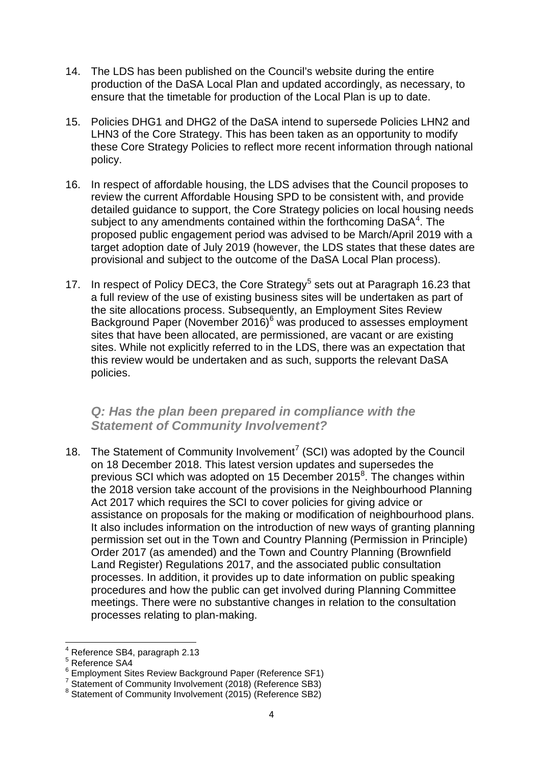14. The LDS has been published on the Council's website during the entire production of the DaSA Local Plan and updated accordingly, as necessary, to ensure that the timetable for production of the Local Plan is up to date.

15. Policies DHG1 and DHG2 of the DaSA intend to supersede Policies LHN2 and LHN3 of the Core Strategy. This has been taken as an opportunity to modify these Core Strategy Policies to reflect more recent information through national policy.

16. In respect of affordable housing, the LDS advises that the Council proposes to review the current Affordable Housing SPD to be consistent with, and provide detailed guidance to support, the Core Strategy policies on local housing needs subject to any amendments contained within the forthcoming DaSA[4]. The proposed public engagement period was advised to be March/April 2019 with a target adoption date of July 2019 (however, the LDS states that these dates are provisional and subject to the outcome of the DaSA Local Plan process).

17. In respect of Policy DEC3, the Core Strategy[5] sets out at Paragraph 16.23 that a full review of the use of existing business sites will be undertaken as part of the site allocations process. Subsequently, an Employment Sites Review Background Paper (November 2016)[6] was produced to assesses employment sites that have been allocated, are permissioned, are vacant or are existing sites. While not explicitly referred to in the LDS, there was an expectation that this review would be undertaken and as such, supports the relevant DaSA policies.

### *Q: Has the plan been prepared in compliance with the Statement of Community Involvement?*

18. The Statement of Community Involvement[7] (SCI) was adopted by the Council on 18 December 2018. This latest version updates and supersedes the previous SCI which was adopted on 15 December 2015[8]. The changes within the 2018 version take account of the provisions in the Neighbourhood Planning Act 2017 which requires the SCI to cover policies for giving advice or assistance on proposals for the making or modification of neighbourhood plans. It also includes information on the introduction of new ways of granting planning permission set out in the Town and Country Planning (Permission in Principle) Order 2017 (as amended) and the Town and Country Planning (Brownfield Land Register) Regulations 2017, and the associated public consultation processes. In addition, it provides up to date information on public speaking procedures and how the public can get involved during Planning Committee meetings. There were no substantive changes in relation to the consultation processes relating to plan-making.

---

[4] Reference SB4, paragraph 2.13

[5] Reference SA4

[6] Employment Sites Review Background Paper (Reference SF1)

[7] Statement of Community Involvement (2018) (Reference SB3)

[8] Statement of Community Involvement (2015) (Reference SB2)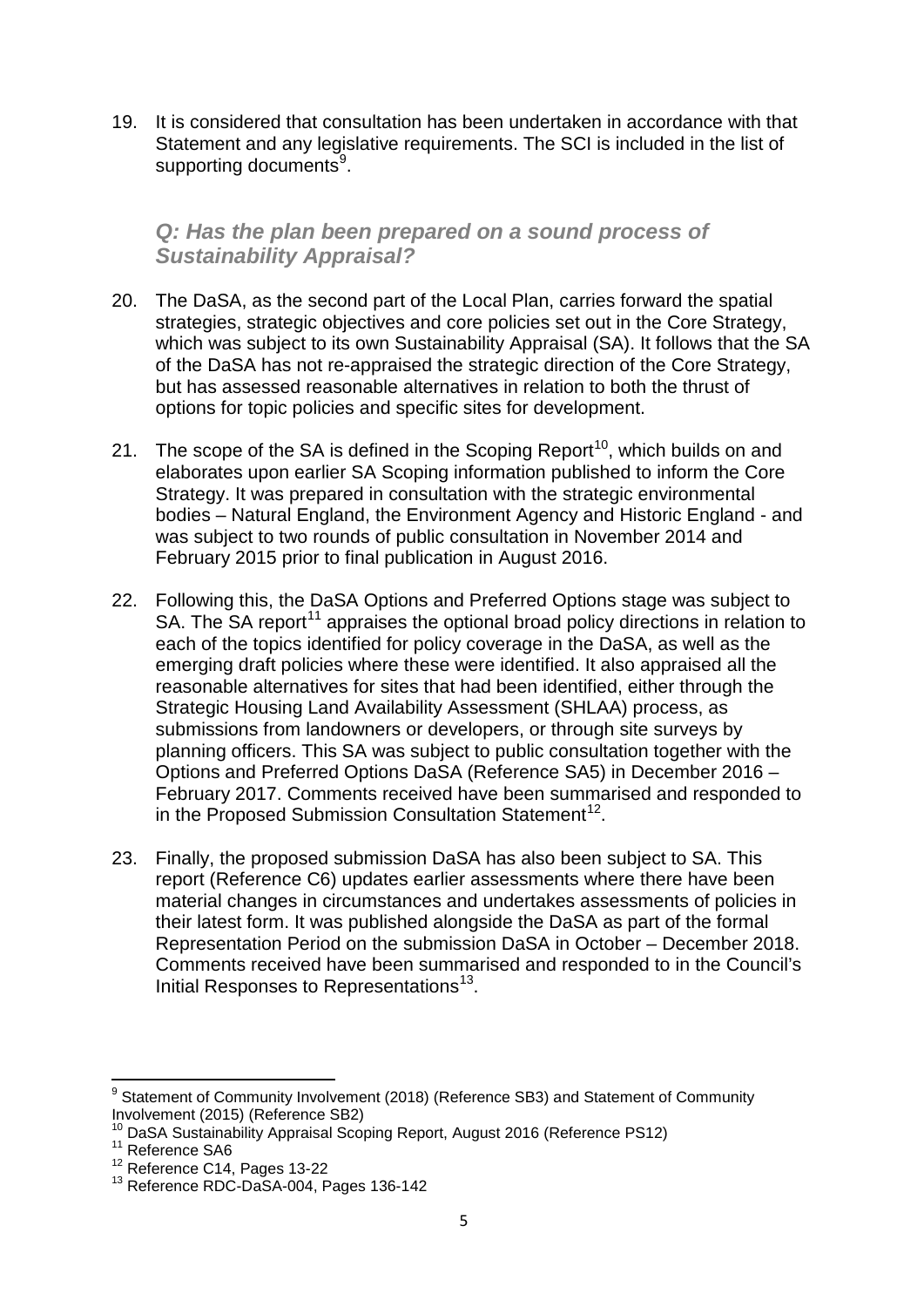19. It is considered that consultation has been undertaken in accordance with that Statement and any legislative requirements. The SCI is included in the list of supporting documents[9].

### *Q: Has the plan been prepared on a sound process of Sustainability Appraisal?*

20. The DaSA, as the second part of the Local Plan, carries forward the spatial strategies, strategic objectives and core policies set out in the Core Strategy, which was subject to its own Sustainability Appraisal (SA). It follows that the SA of the DaSA has not re-appraised the strategic direction of the Core Strategy, but has assessed reasonable alternatives in relation to both the thrust of options for topic policies and specific sites for development.

21. The scope of the SA is defined in the Scoping Report[10], which builds on and elaborates upon earlier SA Scoping information published to inform the Core Strategy. It was prepared in consultation with the strategic environmental bodies – Natural England, the Environment Agency and Historic England - and was subject to two rounds of public consultation in November 2014 and February 2015 prior to final publication in August 2016.

22. Following this, the DaSA Options and Preferred Options stage was subject to SA. The SA report[11] appraises the optional broad policy directions in relation to each of the topics identified for policy coverage in the DaSA, as well as the emerging draft policies where these were identified. It also appraised all the reasonable alternatives for sites that had been identified, either through the Strategic Housing Land Availability Assessment (SHLAA) process, as submissions from landowners or developers, or through site surveys by planning officers. This SA was subject to public consultation together with the Options and Preferred Options DaSA (Reference SA5) in December 2016 – February 2017. Comments received have been summarised and responded to in the Proposed Submission Consultation Statement[12].

23. Finally, the proposed submission DaSA has also been subject to SA. This report (Reference C6) updates earlier assessments where there have been material changes in circumstances and undertakes assessments of policies in their latest form. It was published alongside the DaSA as part of the formal Representation Period on the submission DaSA in October – December 2018. Comments received have been summarised and responded to in the Council's Initial Responses to Representations[13].

---

[9] Statement of Community Involvement (2018) (Reference SB3) and Statement of Community Involvement (2015) (Reference SB2)

[10] DaSA Sustainability Appraisal Scoping Report, August 2016 (Reference PS12)

[11] Reference SA6

[12] Reference C14, Pages 13-22

[13] Reference RDC-DaSA-004, Pages 136-142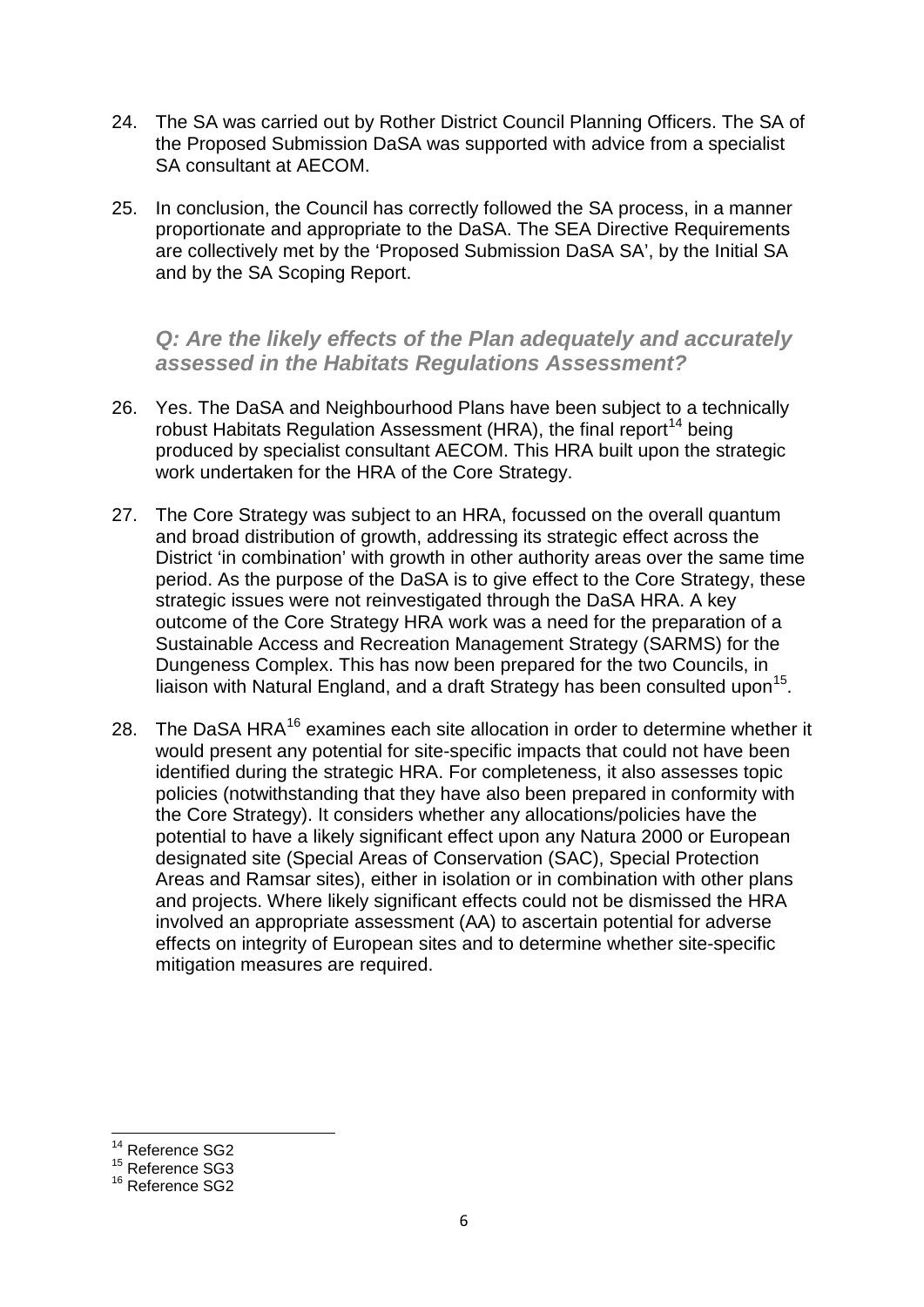24. The SA was carried out by Rother District Council Planning Officers. The SA of the Proposed Submission DaSA was supported with advice from a specialist SA consultant at AECOM.

25. In conclusion, the Council has correctly followed the SA process, in a manner proportionate and appropriate to the DaSA. The SEA Directive Requirements are collectively met by the 'Proposed Submission DaSA SA', by the Initial SA and by the SA Scoping Report.

### *Q: Are the likely effects of the Plan adequately and accurately assessed in the Habitats Regulations Assessment?*

26. Yes. The DaSA and Neighbourhood Plans have been subject to a technically robust Habitats Regulation Assessment (HRA), the final report[14] being produced by specialist consultant AECOM. This HRA built upon the strategic work undertaken for the HRA of the Core Strategy.

27. The Core Strategy was subject to an HRA, focussed on the overall quantum and broad distribution of growth, addressing its strategic effect across the District 'in combination' with growth in other authority areas over the same time period. As the purpose of the DaSA is to give effect to the Core Strategy, these strategic issues were not reinvestigated through the DaSA HRA. A key outcome of the Core Strategy HRA work was a need for the preparation of a Sustainable Access and Recreation Management Strategy (SARMS) for the Dungeness Complex. This has now been prepared for the two Councils, in liaison with Natural England, and a draft Strategy has been consulted upon[15].

28. The DaSA HRA[16] examines each site allocation in order to determine whether it would present any potential for site-specific impacts that could not have been identified during the strategic HRA. For completeness, it also assesses topic policies (notwithstanding that they have also been prepared in conformity with the Core Strategy). It considers whether any allocations/policies have the potential to have a likely significant effect upon any Natura 2000 or European designated site (Special Areas of Conservation (SAC), Special Protection Areas and Ramsar sites), either in isolation or in combination with other plans and projects. Where likely significant effects could not be dismissed the HRA involved an appropriate assessment (AA) to ascertain potential for adverse effects on integrity of European sites and to determine whether site-specific mitigation measures are required.

---

[14] Reference SG2

[15] Reference SG3

[16] Reference SG2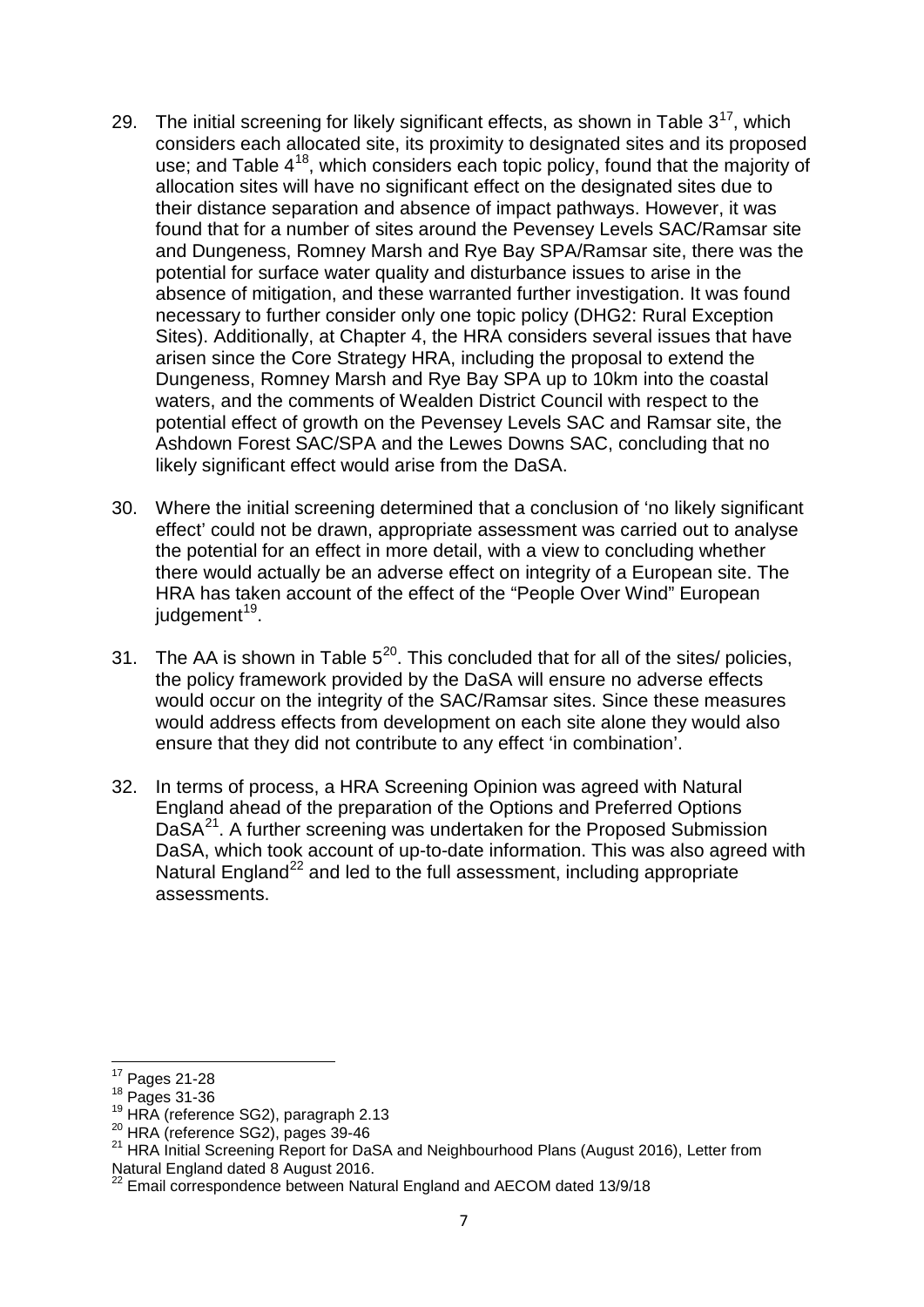29. The initial screening for likely significant effects, as shown in Table 3[17], which considers each allocated site, its proximity to designated sites and its proposed use; and Table 4[18], which considers each topic policy, found that the majority of allocation sites will have no significant effect on the designated sites due to their distance separation and absence of impact pathways. However, it was found that for a number of sites around the Pevensey Levels SAC/Ramsar site and Dungeness, Romney Marsh and Rye Bay SPA/Ramsar site, there was the potential for surface water quality and disturbance issues to arise in the absence of mitigation, and these warranted further investigation. It was found necessary to further consider only one topic policy (DHG2: Rural Exception Sites). Additionally, at Chapter 4, the HRA considers several issues that have arisen since the Core Strategy HRA, including the proposal to extend the Dungeness, Romney Marsh and Rye Bay SPA up to 10km into the coastal waters, and the comments of Wealden District Council with respect to the potential effect of growth on the Pevensey Levels SAC and Ramsar site, the Ashdown Forest SAC/SPA and the Lewes Downs SAC, concluding that no likely significant effect would arise from the DaSA.

30. Where the initial screening determined that a conclusion of 'no likely significant effect' could not be drawn, appropriate assessment was carried out to analyse the potential for an effect in more detail, with a view to concluding whether there would actually be an adverse effect on integrity of a European site. The HRA has taken account of the effect of the "People Over Wind" European judgement[19].

31. The AA is shown in Table 5[20]. This concluded that for all of the sites/ policies, the policy framework provided by the DaSA will ensure no adverse effects would occur on the integrity of the SAC/Ramsar sites. Since these measures would address effects from development on each site alone they would also ensure that they did not contribute to any effect 'in combination'.

32. In terms of process, a HRA Screening Opinion was agreed with Natural England ahead of the preparation of the Options and Preferred Options DaSA[21]. A further screening was undertaken for the Proposed Submission DaSA, which took account of up-to-date information. This was also agreed with Natural England[22] and led to the full assessment, including appropriate assessments.

---

[17] Pages 21-28
[18] Pages 31-36
[19] HRA (reference SG2), paragraph 2.13
[20] HRA (reference SG2), pages 39-46
[21] HRA Initial Screening Report for DaSA and Neighbourhood Plans (August 2016), Letter from Natural England dated 8 August 2016.
[22] Email correspondence between Natural England and AECOM dated 13/9/18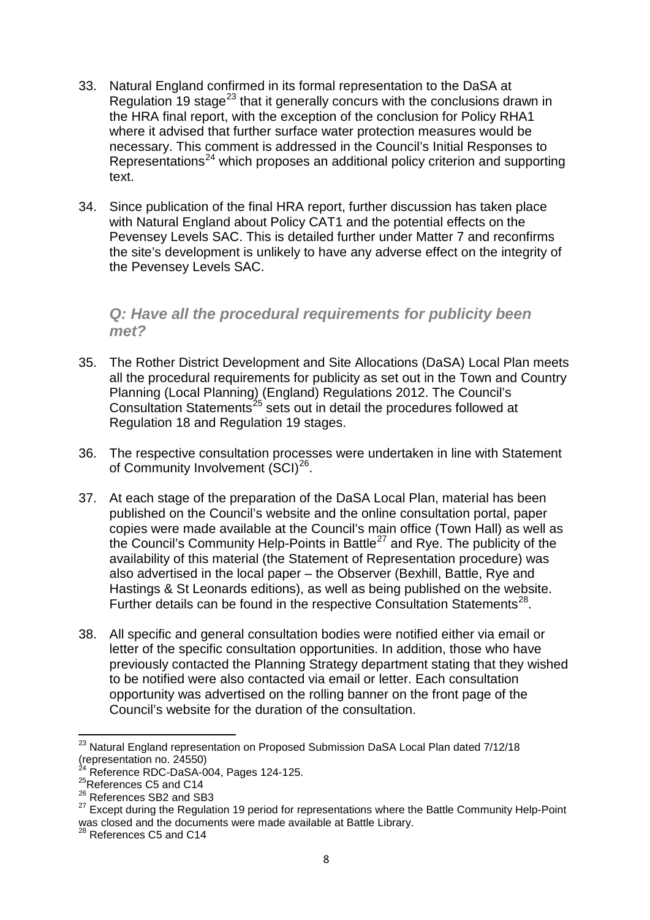33. Natural England confirmed in its formal representation to the DaSA at Regulation 19 stage[23] that it generally concurs with the conclusions drawn in the HRA final report, with the exception of the conclusion for Policy RHA1 where it advised that further surface water protection measures would be necessary. This comment is addressed in the Council's Initial Responses to Representations[24] which proposes an additional policy criterion and supporting text.

34. Since publication of the final HRA report, further discussion has taken place with Natural England about Policy CAT1 and the potential effects on the Pevensey Levels SAC. This is detailed further under Matter 7 and reconfirms the site's development is unlikely to have any adverse effect on the integrity of the Pevensey Levels SAC.

### *Q: Have all the procedural requirements for publicity been met?*

35. The Rother District Development and Site Allocations (DaSA) Local Plan meets all the procedural requirements for publicity as set out in the Town and Country Planning (Local Planning) (England) Regulations 2012. The Council's Consultation Statements[25] sets out in detail the procedures followed at Regulation 18 and Regulation 19 stages.

36. The respective consultation processes were undertaken in line with Statement of Community Involvement (SCI)[26].

37. At each stage of the preparation of the DaSA Local Plan, material has been published on the Council's website and the online consultation portal, paper copies were made available at the Council's main office (Town Hall) as well as the Council's Community Help-Points in Battle[27] and Rye. The publicity of the availability of this material (the Statement of Representation procedure) was also advertised in the local paper – the Observer (Bexhill, Battle, Rye and Hastings & St Leonards editions), as well as being published on the website. Further details can be found in the respective Consultation Statements[28].

38. All specific and general consultation bodies were notified either via email or letter of the specific consultation opportunities. In addition, those who have previously contacted the Planning Strategy department stating that they wished to be notified were also contacted via email or letter. Each consultation opportunity was advertised on the rolling banner on the front page of the Council's website for the duration of the consultation.

---

[23] Natural England representation on Proposed Submission DaSA Local Plan dated 7/12/18 (representation no. 24550)

[24] Reference RDC-DaSA-004, Pages 124-125.

[25] References C5 and C14

[26] References SB2 and SB3

[27] Except during the Regulation 19 period for representations where the Battle Community Help-Point was closed and the documents were made available at Battle Library.

[28] References C5 and C14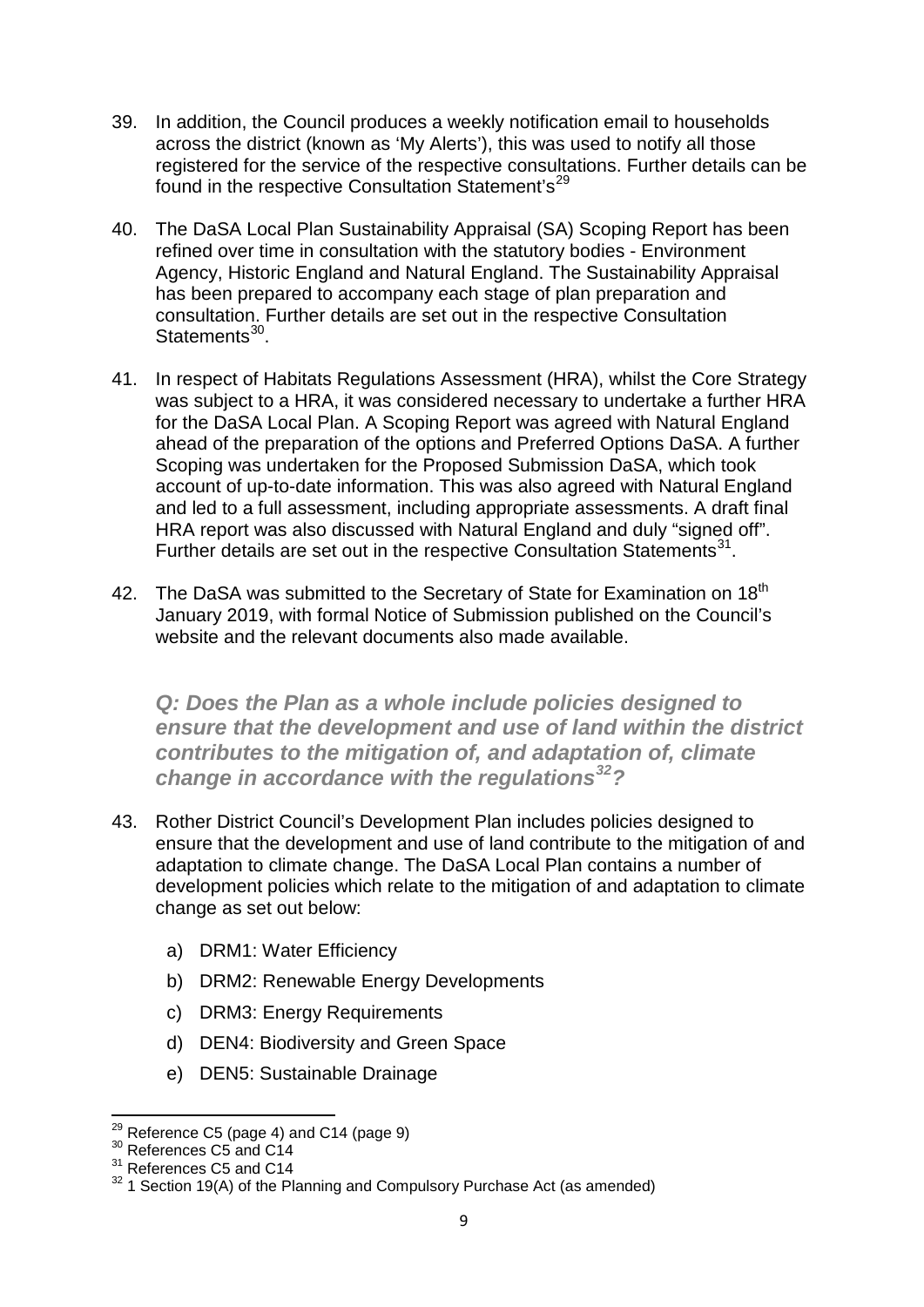39. In addition, the Council produces a weekly notification email to households across the district (known as 'My Alerts'), this was used to notify all those registered for the service of the respective consultations. Further details can be found in the respective Consultation Statement's[29]

40. The DaSA Local Plan Sustainability Appraisal (SA) Scoping Report has been refined over time in consultation with the statutory bodies - Environment Agency, Historic England and Natural England. The Sustainability Appraisal has been prepared to accompany each stage of plan preparation and consultation. Further details are set out in the respective Consultation Statements[30].

41. In respect of Habitats Regulations Assessment (HRA), whilst the Core Strategy was subject to a HRA, it was considered necessary to undertake a further HRA for the DaSA Local Plan. A Scoping Report was agreed with Natural England ahead of the preparation of the options and Preferred Options DaSA. A further Scoping was undertaken for the Proposed Submission DaSA, which took account of up-to-date information. This was also agreed with Natural England and led to a full assessment, including appropriate assessments. A draft final HRA report was also discussed with Natural England and duly "signed off". Further details are set out in the respective Consultation Statements[31].

42. The DaSA was submitted to the Secretary of State for Examination on 18th January 2019, with formal Notice of Submission published on the Council's website and the relevant documents also made available.

***Q: Does the Plan as a whole include policies designed to ensure that the development and use of land within the district contributes to the mitigation of, and adaptation of, climate change in accordance with the regulations[32]?***

43. Rother District Council's Development Plan includes policies designed to ensure that the development and use of land contribute to the mitigation of and adaptation to climate change. The DaSA Local Plan contains a number of development policies which relate to the mitigation of and adaptation to climate change as set out below:

    a) DRM1: Water Efficiency
    b) DRM2: Renewable Energy Developments
    c) DRM3: Energy Requirements
    d) DEN4: Biodiversity and Green Space
    e) DEN5: Sustainable Drainage

---

[29] Reference C5 (page 4) and C14 (page 9)
[30] References C5 and C14
[31] References C5 and C14
[32] 1 Section 19(A) of the Planning and Compulsory Purchase Act (as amended)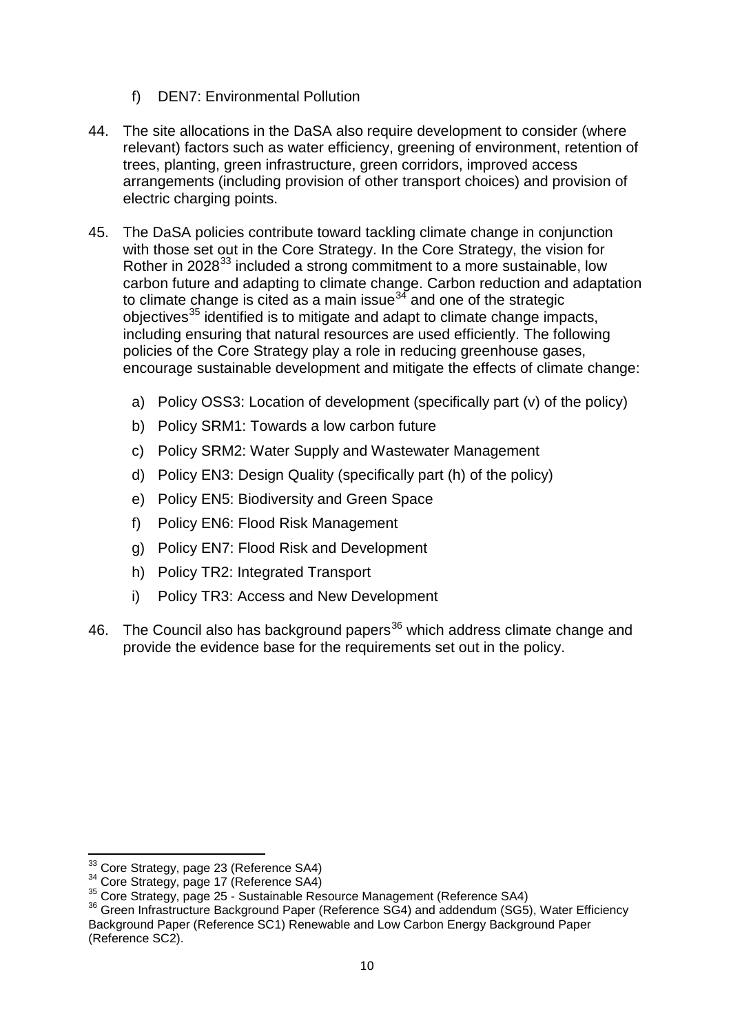f) DEN7: Environmental Pollution

44. The site allocations in the DaSA also require development to consider (where relevant) factors such as water efficiency, greening of environment, retention of trees, planting, green infrastructure, green corridors, improved access arrangements (including provision of other transport choices) and provision of electric charging points.

45. The DaSA policies contribute toward tackling climate change in conjunction with those set out in the Core Strategy. In the Core Strategy, the vision for Rother in 2028[33] included a strong commitment to a more sustainable, low carbon future and adapting to climate change. Carbon reduction and adaptation to climate change is cited as a main issue[34] and one of the strategic objectives[35] identified is to mitigate and adapt to climate change impacts, including ensuring that natural resources are used efficiently. The following policies of the Core Strategy play a role in reducing greenhouse gases, encourage sustainable development and mitigate the effects of climate change:

    a) Policy OSS3: Location of development (specifically part (v) of the policy)
    b) Policy SRM1: Towards a low carbon future
    c) Policy SRM2: Water Supply and Wastewater Management
    d) Policy EN3: Design Quality (specifically part (h) of the policy)
    e) Policy EN5: Biodiversity and Green Space
    f) Policy EN6: Flood Risk Management
    g) Policy EN7: Flood Risk and Development
    h) Policy TR2: Integrated Transport
    i) Policy TR3: Access and New Development

46. The Council also has background papers[36] which address climate change and provide the evidence base for the requirements set out in the policy.

---

[33] Core Strategy, page 23 (Reference SA4)

[34] Core Strategy, page 17 (Reference SA4)

[35] Core Strategy, page 25 - Sustainable Resource Management (Reference SA4)

[36] Green Infrastructure Background Paper (Reference SG4) and addendum (SG5), Water Efficiency Background Paper (Reference SC1) Renewable and Low Carbon Energy Background Paper (Reference SC2).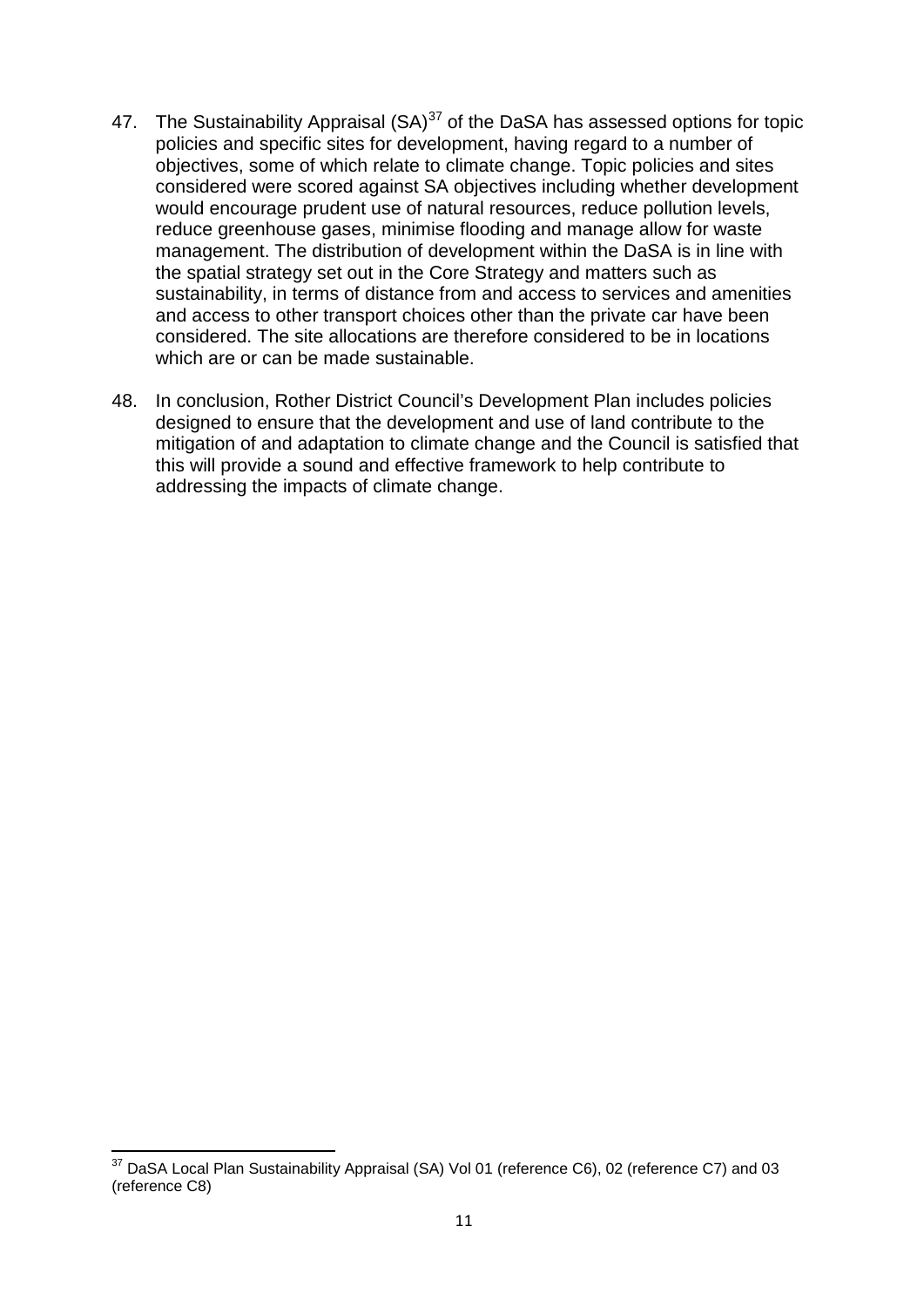47. The Sustainability Appraisal (SA)[37] of the DaSA has assessed options for topic policies and specific sites for development, having regard to a number of objectives, some of which relate to climate change. Topic policies and sites considered were scored against SA objectives including whether development would encourage prudent use of natural resources, reduce pollution levels, reduce greenhouse gases, minimise flooding and manage allow for waste management. The distribution of development within the DaSA is in line with the spatial strategy set out in the Core Strategy and matters such as sustainability, in terms of distance from and access to services and amenities and access to other transport choices other than the private car have been considered. The site allocations are therefore considered to be in locations which are or can be made sustainable.

48. In conclusion, Rother District Council's Development Plan includes policies designed to ensure that the development and use of land contribute to the mitigation of and adaptation to climate change and the Council is satisfied that this will provide a sound and effective framework to help contribute to addressing the impacts of climate change.

---

[37] DaSA Local Plan Sustainability Appraisal (SA) Vol 01 (reference C6), 02 (reference C7) and 03 (reference C8)